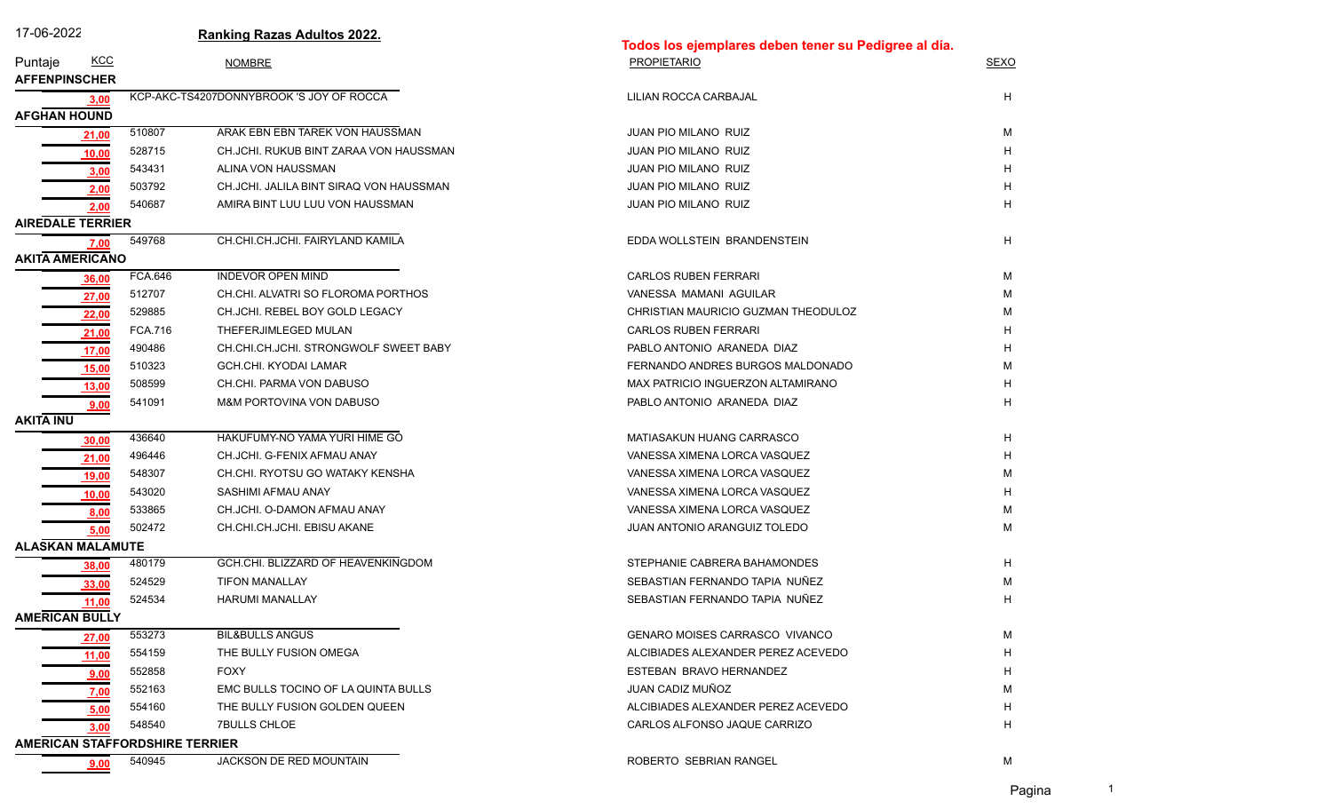17-06-2022 **Ranking Razas Adultos 2022.**

**Todos los ejemplares deben tener su Pedigree al día.**

| Puntaje | KCC | NOMBRE | PROPIETARIO | SEXO |
|---|---|---|---|---|
| **AFFENPINSCHER** | | | | |
| 3,00 | KCP-AKC-TS4207 | DONNYBROOK 'S JOY OF ROCCA | LILIAN ROCCA CARBAJAL | H |
| **AFGHAN HOUND** | | | | |
| 21,00 | 510807 | ARAK EBN EBN TAREK VON HAUSSMAN | JUAN PIO MILANO RUIZ | M |
| 10,00 | 528715 | CH.JCHI. RUKUB BINT ZARAA VON HAUSSMAN | JUAN PIO MILANO RUIZ | H |
| 3,00 | 543431 | ALINA VON HAUSSMAN | JUAN PIO MILANO RUIZ | H |
| 2,00 | 503792 | CH.JCHI. JALILA BINT SIRAQ VON HAUSSMAN | JUAN PIO MILANO RUIZ | H |
| 2,00 | 540687 | AMIRA BINT LUU LUU VON HAUSSMAN | JUAN PIO MILANO RUIZ | H |
| **AIREDALE TERRIER** | | | | |
| 7,00 | 549768 | CH.CHI.CH.JCHI. FAIRYLAND KAMILA | EDDA WOLLSTEIN BRANDENSTEIN | H |
| **AKITA AMERICANO** | | | | |
| 36,00 | FCA.646 | INDEVOR OPEN MIND | CARLOS RUBEN FERRARI | M |
| 27,00 | 512707 | CH.CHI. ALVATRI SO FLOROMA PORTHOS | VANESSA MAMANI AGUILAR | M |
| 22,00 | 529885 | CH.JCHI. REBEL BOY GOLD LEGACY | CHRISTIAN MAURICIO GUZMAN THEODULOZ | M |
| 21,00 | FCA.716 | THEFERJIMLEGED MULAN | CARLOS RUBEN FERRARI | H |
| 17,00 | 490486 | CH.CHI.CH.JCHI. STRONGWOLF SWEET BABY | PABLO ANTONIO ARANEDA DIAZ | H |
| 15,00 | 510323 | GCH.CHI. KYODAI LAMAR | FERNANDO ANDRES BURGOS MALDONADO | M |
| 13,00 | 508599 | CH.CHI. PARMA VON DABUSO | MAX PATRICIO INGUERZON ALTAMIRANO | H |
| 9,00 | 541091 | M&M PORTOVINA VON DABUSO | PABLO ANTONIO ARANEDA DIAZ | H |
| **AKITA INU** | | | | |
| 30,00 | 436640 | HAKUFUMY-NO YAMA YURI HIME GO | MATIASAKUN HUANG CARRASCO | H |
| 21,00 | 496446 | CH.JCHI. G-FENIX AFMAU ANAY | VANESSA XIMENA LORCA VASQUEZ | H |
| 19,00 | 548307 | CH.CHI. RYOTSU GO WATAKY KENSHA | VANESSA XIMENA LORCA VASQUEZ | M |
| 10,00 | 543020 | SASHIMI AFMAU ANAY | VANESSA XIMENA LORCA VASQUEZ | H |
| 8,00 | 533865 | CH.JCHI. O-DAMON AFMAU ANAY | VANESSA XIMENA LORCA VASQUEZ | M |
| 5,00 | 502472 | CH.CHI.CH.JCHI. EBISU AKANE | JUAN ANTONIO ARANGUIZ TOLEDO | M |
| **ALASKAN MALAMUTE** | | | | |
| 38,00 | 480179 | GCH.CHI. BLIZZARD OF HEAVENKINGDOM | STEPHANIE CABRERA BAHAMONDES | H |
| 33,00 | 524529 | TIFON MANALLAY | SEBASTIAN FERNANDO TAPIA NUÑEZ | M |
| 11,00 | 524534 | HARUMI MANALLAY | SEBASTIAN FERNANDO TAPIA NUÑEZ | H |
| **AMERICAN BULLY** | | | | |
| 27,00 | 553273 | BIL&BULLS ANGUS | GENARO MOISES CARRASCO VIVANCO | M |
| 11,00 | 554159 | THE BULLY FUSION OMEGA | ALCIBIADES ALEXANDER PEREZ ACEVEDO | H |
| 9,00 | 552858 | FOXY | ESTEBAN BRAVO HERNANDEZ | H |
| 7,00 | 552163 | EMC BULLS TOCINO OF LA QUINTA BULLS | JUAN CADIZ MUÑOZ | M |
| 5,00 | 554160 | THE BULLY FUSION GOLDEN QUEEN | ALCIBIADES ALEXANDER PEREZ ACEVEDO | H |
| 3,00 | 548540 | 7BULLS CHLOE | CARLOS ALFONSO JAQUE CARRIZO | H |
| **AMERICAN STAFFORDSHIRE TERRIER** | | | | |
| 9,00 | 540945 | JACKSON DE RED MOUNTAIN | ROBERTO SEBRIAN RANGEL | M |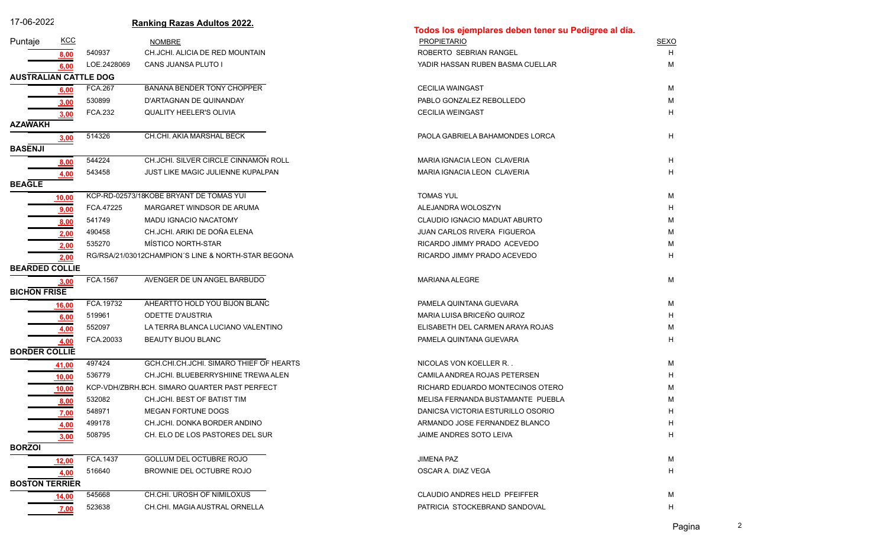17-06-2022 **Ranking Razas Adultos 2022.**

**Todos los ejemplares deben tener su Pedigree al día.**

| Puntaje | KCC | NOMBRE | PROPIETARIO | SEXO |
|---|---|---|---|---|
| 8,00 | 540937 | CH.JCHI. ALICIA DE RED MOUNTAIN | ROBERTO SEBRIAN RANGEL | H |
| 6,00 | LOE.2428069 | CANS JUANSA PLUTO I | YADIR HASSAN RUBEN BASMA CUELLAR | M |
| **AUSTRALIAN CATTLE DOG** | | | | |
| 6,00 | FCA.267 | BANANA BENDER TONY CHOPPER | CECILIA WAINGAST | M |
| 3,00 | 530899 | D'ARTAGNAN DE QUINANDAY | PABLO GONZALEZ REBOLLEDO | M |
| 3,00 | FCA.232 | QUALITY HEELER'S OLIVIA | CECILIA WEINGAST | H |
| **AZAWAKH** | | | | |
| 3,00 | 514326 | CH.CHI. AKIA MARSHAL BECK | PAOLA GABRIELA BAHAMONDES LORCA | H |
| **BASENJI** | | | | |
| 8,00 | 544224 | CH.JCHI. SILVER CIRCLE CINNAMON ROLL | MARIA IGNACIA LEON CLAVERIA | H |
| 4,00 | 543458 | JUST LIKE MAGIC JULIENNE KUPALPAN | MARIA IGNACIA LEON CLAVERIA | H |
| **BEAGLE** | | | | |
| 10,00 | KCP-RD-02573/18 | KOBE BRYANT DE TOMAS YUI | TOMAS YUL | M |
| 9,00 | FCA.47225 | MARGARET WINDSOR DE ARUMA | ALEJANDRA WOLOSZYN | H |
| 8,00 | 541749 | MADU IGNACIO NACATOMY | CLAUDIO IGNACIO MADUAT ABURTO | M |
| 2,00 | 490458 | CH.JCHI. ARIKI DE DOÑA ELENA | JUAN CARLOS RIVERA FIGUEROA | M |
| 2,00 | 535270 | MÍSTICO NORTH-STAR | RICARDO JIMMY PRADO ACEVEDO | M |
| 2,00 | RG/RSA/21/03012 | CHAMPION´S LINE & NORTH-STAR BEGONA | RICARDO JIMMY PRADO ACEVEDO | H |
| **BEARDED COLLIE** | | | | |
| 3,00 | FCA.1567 | AVENGER DE UN ANGEL BARBUDO | MARIANA ALEGRE | M |
| **BICHON FRISE** | | | | |
| 16,00 | FCA.19732 | AHEARTTO HOLD YOU BIJON BLANC | PAMELA QUINTANA GUEVARA | M |
| 6,00 | 519961 | ODETTE D'AUSTRIA | MARIA LUISA BRICEÑO QUIROZ | H |
| 4,00 | 552097 | LA TERRA BLANCA LUCIANO VALENTINO | ELISABETH DEL CARMEN ARAYA ROJAS | M |
| 4,00 | FCA.20033 | BEAUTY BIJOU BLANC | PAMELA QUINTANA GUEVARA | H |
| **BORDER COLLIE** | | | | |
| 41,00 | 497424 | GCH.CHI.CH.JCHI. SIMARO THIEF OF HEARTS | NICOLAS VON KOELLER R. . | M |
| 10,00 | 536779 | CH.JCHI. BLUEBERRYSHIINE TREWA ALEN | CAMILA ANDREA ROJAS PETERSEN | H |
| 10,00 | KCP-VDH/ZBRH.E | CH. SIMARO QUARTER PAST PERFECT | RICHARD EDUARDO MONTECINOS OTERO | M |
| 8,00 | 532082 | CH.JCHI. BEST OF BATIST TIM | MELISA FERNANDA BUSTAMANTE PUEBLA | M |
| 7,00 | 548971 | MEGAN FORTUNE DOGS | DANICSA VICTORIA ESTURILLO OSORIO | H |
| 4,00 | 499178 | CH.JCHI. DONKA BORDER ANDINO | ARMANDO JOSE FERNANDEZ BLANCO | H |
| 3,00 | 508795 | CH. ELO DE LOS PASTORES DEL SUR | JAIME ANDRES SOTO LEIVA | H |
| **BORZOI** | | | | |
| 12,00 | FCA.1437 | GOLLUM DEL OCTUBRE ROJO | JIMENA PAZ | M |
| 4,00 | 516640 | BROWNIE DEL OCTUBRE ROJO | OSCAR A. DIAZ VEGA | H |
| **BOSTON TERRIER** | | | | |
| 14,00 | 545668 | CH.CHI. UROSH OF NIMILOXUS | CLAUDIO ANDRES HELD PFEIFFER | M |
| 7,00 | 523638 | CH.CHI. MAGIA AUSTRAL ORNELLA | PATRICIA STOCKEBRAND SANDOVAL | H |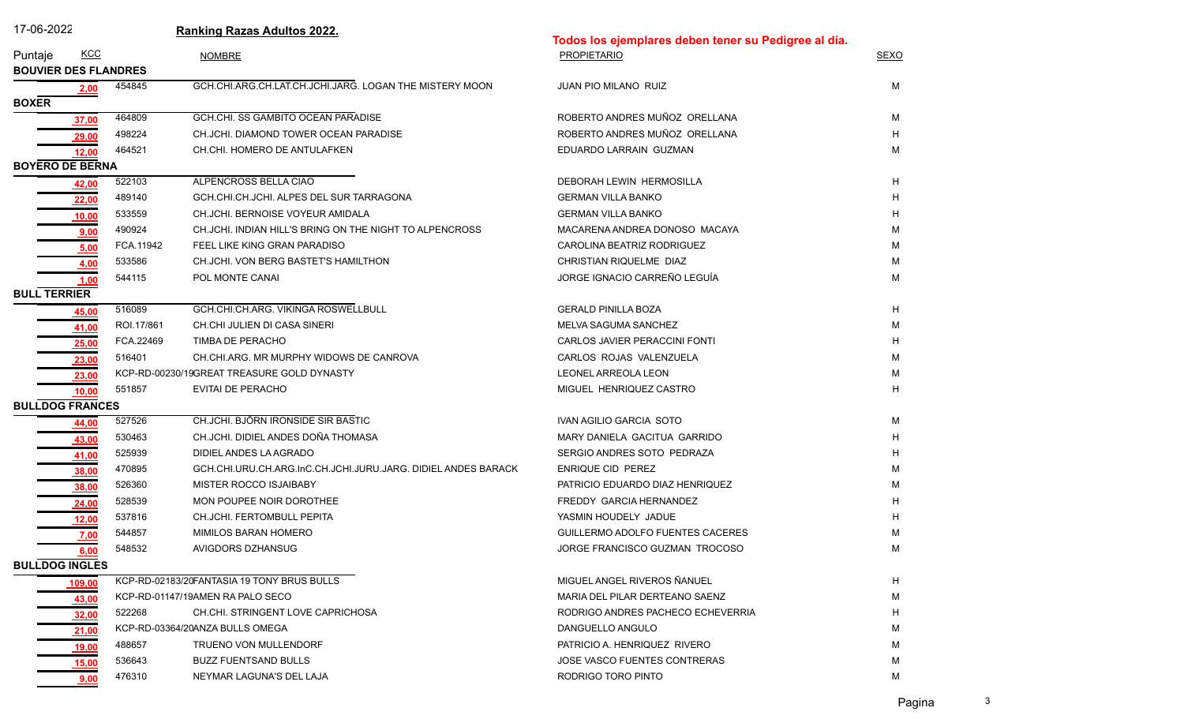17-06-2022

**Ranking Razas Adultos 2022.**

**Todos los ejemplares deben tener su Pedigree al día.**

| Puntaje | KCC | NOMBRE | PROPIETARIO | SEXO |
|---|---|---|---|---|
| **BOUVIER DES FLANDRES** | | | | |
| 2,00 | 454845 | GCH.CHI.ARG.CH.LAT.CH.JCHI.JARG. LOGAN THE MISTERY MOON | JUAN PIO MILANO RUIZ | M |
| **BOXER** | | | | |
| 37,00 | 464809 | GCH.CHI. SS GAMBITO OCEAN PARADISE | ROBERTO ANDRES MUÑOZ ORELLANA | M |
| 29,00 | 498224 | CH.JCHI. DIAMOND TOWER OCEAN PARADISE | ROBERTO ANDRES MUÑOZ ORELLANA | H |
| 12,00 | 464521 | CH.CHI. HOMERO DE ANTULAFKEN | EDUARDO LARRAIN GUZMAN | M |
| **BOYERO DE BERNA** | | | | |
| 42,00 | 522103 | ALPENCROSS BELLA CIAO | DEBORAH LEWIN HERMOSILLA | H |
| 22,00 | 489140 | GCH.CHI.CH.JCHI. ALPES DEL SUR TARRAGONA | GERMAN VILLA BANKO | H |
| 10,00 | 533559 | CH.JCHI. BERNOISE VOYEUR AMIDALA | GERMAN VILLA BANKO | H |
| 9,00 | 490924 | CH.JCHI. INDIAN HILL'S BRING ON THE NIGHT TO ALPENCROSS | MACARENA ANDREA DONOSO MACAYA | M |
| 5,00 | FCA.11942 | FEEL LIKE KING GRAN PARADISO | CAROLINA BEATRIZ RODRIGUEZ | M |
| 4,00 | 533586 | CH.JCHI. VON BERG BASTET'S HAMILTHON | CHRISTIAN RIQUELME DIAZ | M |
| 1,00 | 544115 | POL MONTE CANAI | JORGE IGNACIO CARREÑO LEGUÍA | M |
| **BULL TERRIER** | | | | |
| 45,00 | 516089 | GCH.CHI.CH.ARG. VIKINGA ROSWELLBULL | GERALD PINILLA BOZA | H |
| 41,00 | ROI.17/861 | CH.CHI JULIEN DI CASA SINERI | MELVA SAGUMA SANCHEZ | M |
| 25,00 | FCA.22469 | TIMBA DE PERACHO | CARLOS JAVIER PERACCINI FONTI | H |
| 23,00 | 516401 | CH.CHI.ARG. MR MURPHY WIDOWS DE CANROVA | CARLOS ROJAS VALENZUELA | M |
| 23,00 | KCP-RD-00230/19 | GREAT TREASURE GOLD DYNASTY | LEONEL ARREOLA LEON | M |
| 10,00 | 551857 | EVITAI DE PERACHO | MIGUEL HENRIQUEZ CASTRO | H |
| **BULLDOG FRANCES** | | | | |
| 44,00 | 527526 | CH.JCHI. BJÖRN IRONSIDE SIR BASTIC | IVAN AGILIO GARCIA SOTO | M |
| 43,00 | 530463 | CH.JCHI. DIDIEL ANDES DOÑA THOMASA | MARY DANIELA GACITUA GARRIDO | H |
| 41,00 | 525939 | DIDIEL ANDES LA AGRADO | SERGIO ANDRES SOTO PEDRAZA | H |
| 38,00 | 470895 | GCH.CHI.URU.CH.ARG.InC.CH.JCHI.JURU.JARG. DIDIEL ANDES BARACK | ENRIQUE CID PEREZ | M |
| 38,00 | 526360 | MISTER ROCCO ISJAIBABY | PATRICIO EDUARDO DIAZ HENRIQUEZ | M |
| 24,00 | 528539 | MON POUPEE NOIR DOROTHEE | FREDDY GARCIA HERNANDEZ | H |
| 12,00 | 537816 | CH.JCHI. FERTOMBULL PEPITA | YASMIN HOUDELY JADUE | H |
| 7,00 | 544857 | MIMILOS BARAN HOMERO | GUILLERMO ADOLFO FUENTES CACERES | M |
| 6,00 | 548532 | AVIGDORS DZHANSUG | JORGE FRANCISCO GUZMAN TROCOSO | M |
| **BULLDOG INGLES** | | | | |
| 109,00 | KCP-RD-02183/20 | FANTASIA 19 TONY BRUS BULLS | MIGUEL ANGEL RIVEROS ÑANUEL | H |
| 43,00 | KCP-RD-01147/19 | AMEN RA PALO SECO | MARIA DEL PILAR DERTEANO SAENZ | M |
| 32,00 | 522268 | CH.CHI. STRINGENT LOVE CAPRICHOSA | RODRIGO ANDRES PACHECO ECHEVERRIA | H |
| 21,00 | KCP-RD-03364/20 | ANZA BULLS OMEGA | DANGUELLO ANGULO | M |
| 19,00 | 488657 | TRUENO VON MULLENDORF | PATRICIO A. HENRIQUEZ RIVERO | M |
| 15,00 | 536643 | BUZZ FUENTSAND BULLS | JOSE VASCO FUENTES CONTRERAS | M |
| 9,00 | 476310 | NEYMAR LAGUNA'S DEL LAJA | RODRIGO TORO PINTO | M |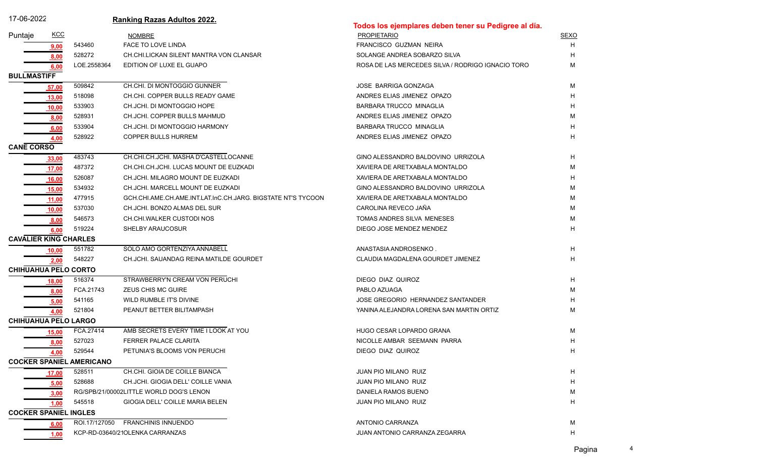17-06-2022 **Ranking Razas Adultos 2022.**

**Todos los ejemplares deben tener su Pedigree al día.**

| Puntaje | KCC | NOMBRE | PROPIETARIO | SEXO |
|---|---|---|---|---|
| 9,00 | 543460 | FACE TO LOVE LINDA | FRANCISCO GUZMAN NEIRA | H |
| 8,00 | 528272 | CH.CHI.LICKAN SILENT MANTRA VON CLANSAR | SOLANGE ANDREA SOBARZO SILVA | H |
| 6,00 | LOE.2558364 | EDITION OF LUXE EL GUAPO | ROSA DE LAS MERCEDES SILVA / RODRIGO IGNACIO TORO | M |
| **BULLMASTIFF** | | | | |
| 57,00 | 509842 | CH.CHI. DI MONTOGGIO GUNNER | JOSE BARRIGA GONZAGA | M |
| 13,00 | 518098 | CH.CHI. COPPER BULLS READY GAME | ANDRES ELIAS JIMENEZ OPAZO | H |
| 10,00 | 533903 | CH.JCHI. DI MONTOGGIO HOPE | BARBARA TRUCCO MINAGLIA | H |
| 8,00 | 528931 | CH.JCHI. COPPER BULLS MAHMUD | ANDRES ELIAS JIMENEZ OPAZO | M |
| 6,00 | 533904 | CH.JCHI. DI MONTOGGIO HARMONY | BARBARA TRUCCO MINAGLIA | H |
| 4,00 | 528922 | COPPER BULLS HURREM | ANDRES ELIAS JIMENEZ OPAZO | H |
| **CANE CORSO** | | | | |
| 33,00 | 483743 | CH.CHI.CH.JCHI. MASHA D'CASTELLOCANNE | GINO ALESSANDRO BALDOVINO URRIZOLA | H |
| 17,00 | 487372 | CH.CHI.CH.JCHI. LUCAS MOUNT DE EUZKADI | XAVIERA DE ARETXABALA MONTALDO | M |
| 16,00 | 526087 | CH.JCHI. MILAGRO MOUNT DE EUZKADI | XAVIERA DE ARETXABALA MONTALDO | H |
| 15,00 | 534932 | CH.JCHI. MARCELL MOUNT DE EUZKADI | GINO ALESSANDRO BALDOVINO URRIZOLA | M |
| 11,00 | 477915 | GCH.CHI.AME.CH.AME.INT.LAT.InC.CH.JARG. BIGSTATE NT'S TYCOON | XAVIERA DE ARETXABALA MONTALDO | M |
| 10,00 | 537030 | CH.JCHI. BONZO ALMAS DEL SUR | CAROLINA REVECO JAÑA | M |
| 8,00 | 546573 | CH.CHI.WALKER CUSTODI NOS | TOMAS ANDRES SILVA MENESES | M |
| 6,00 | 519224 | SHELBY ARAUCOSUR | DIEGO JOSE MENDEZ MENDEZ | H |
| **CAVALIER KING CHARLES** | | | | |
| 10,00 | 551782 | SOLO AMO GORTENZIYA ANNABELL | ANASTASIA ANDROSENKO . | H |
| 2,00 | 548227 | CH.JCHI. SAUANDAG REINA MATILDE GOURDET | CLAUDIA MAGDALENA GOURDET JIMENEZ | H |
| **CHIHUAHUA PELO CORTO** | | | | |
| 18,00 | 516374 | STRAWBERRY'N CREAM VON PERUCHI | DIEGO DIAZ QUIROZ | H |
| 8,00 | FCA.21743 | ZEUS CHIS MC GUIRE | PABLO AZUAGA | M |
| 5,00 | 541165 | WILD RUMBLE IT'S DIVINE | JOSE GREGORIO HERNANDEZ SANTANDER | H |
| 4,00 | 521804 | PEANUT BETTER BILITAMPASH | YANINA ALEJANDRA LORENA SAN MARTIN ORTIZ | M |
| **CHIHUAHUA PELO LARGO** | | | | |
| 15,00 | FCA.27414 | AMB SECRETS EVERY TIME I LOOK AT YOU | HUGO CESAR LOPARDO GRANA | M |
| 8,00 | 527023 | FERRER PALACE CLARITA | NICOLLE AMBAR SEEMANN PARRA | H |
| 4,00 | 529544 | PETUNIA'S BLOOMS VON PERUCHI | DIEGO DIAZ QUIROZ | H |
| **COCKER SPANIEL AMERICANO** | | | | |
| 17,00 | 528511 | CH.CHI. GIOIA DE COILLE BIANCA | JUAN PIO MILANO RUIZ | H |
| 5,00 | 528688 | CH.JCHI. GIOGIA DELL' COILLE VANIA | JUAN PIO MILANO RUIZ | H |
| 3,00 | RG/SPB/21/00002 | LITTLE WORLD DOG'S LENON | DANIELA RAMOS BUENO | M |
| 1,00 | 545518 | GIOGIA DELL' COILLE MARIA BELEN | JUAN PIO MILANO RUIZ | H |
| **COCKER SPANIEL INGLES** | | | | |
| 6,00 | ROI.17/127050 | FRANCHINIS INNUENDO | ANTONIO CARRANZA | M |
| 1,00 | KCP-RD-03640/21 | OLENKA CARRANZAS | JUAN ANTONIO CARRANZA ZEGARRA | H |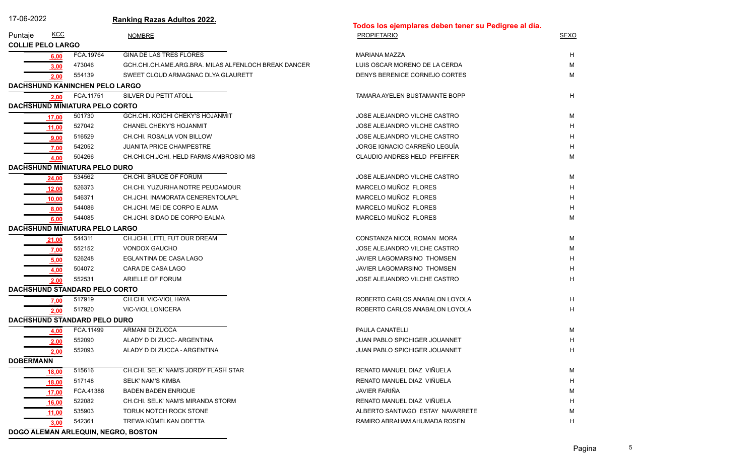17-06-2022

## Ranking Razas Adultos 2022.

**Todos los ejemplares deben tener su Pedigree al día.**

| Puntaje | KCC | NOMBRE | PROPIETARIO | SEXO |
|---|---|---|---|---|
| **COLLIE PELO LARGO** | | | | |
| 6,00 | FCA.19764 | GINA DE LAS TRES FLORES | MARIANA MAZZA | H |
| 3,00 | 473046 | GCH.CHI.CH.AME.ARG.BRA. MILAS ALFENLOCH BREAK DANCER | LUIS OSCAR MORENO DE LA CERDA | M |
| 2,00 | 554139 | SWEET CLOUD ARMAGNAC DLYA GLAURETT | DENYS BERENICE CORNEJO CORTES | M |
| **DACHSHUND KANINCHEN PELO LARGO** | | | | |
| 2,00 | FCA.11751 | SILVER DU PETIT ATOLL | TAMARA AYELEN BUSTAMANTE BOPP | H |
| **DACHSHUND MINIATURA PELO CORTO** | | | | |
| 17,00 | 501730 | GCH.CHI. KOICHI CHEKY'S HOJANMIT | JOSE ALEJANDRO VILCHE CASTRO | M |
| 11,00 | 527042 | CHANEL CHEKY'S HOJANMIT | JOSE ALEJANDRO VILCHE CASTRO | H |
| 9,00 | 516529 | CH.CHI. ROSALIA VON BILLOW | JOSE ALEJANDRO VILCHE CASTRO | H |
| 7,00 | 542052 | JUANITA PRICE CHAMPESTRE | JORGE IGNACIO CARREÑO LEGUÍA | H |
| 4,00 | 504266 | CH.CHI.CH.JCHI. HELD FARMS AMBROSIO MS | CLAUDIO ANDRES HELD PFEIFFER | M |
| **DACHSHUND MINIATURA PELO DURO** | | | | |
| 24,00 | 534562 | CH.CHI. BRUCE OF FORUM | JOSE ALEJANDRO VILCHE CASTRO | M |
| 12,00 | 526373 | CH.CHI. YUZURIHA NOTRE PEUDAMOUR | MARCELO MUÑOZ FLORES | H |
| 10,00 | 546371 | CH.JCHI. INAMORATA CENERENTOLAPL | MARCELO MUÑOZ FLORES | H |
| 8,00 | 544086 | CH.JCHI. MEI DE CORPO E ALMA | MARCELO MUÑOZ FLORES | H |
| 6,00 | 544085 | CH.JCHI. SIDAO DE CORPO EALMA | MARCELO MUÑOZ FLORES | M |
| **DACHSHUND MINIATURA PELO LARGO** | | | | |
| 21,00 | 544311 | CH.JCHI. LITTL FUT OUR DREAM | CONSTANZA NICOL ROMAN MORA | M |
| 7,00 | 552152 | VONDOX GAUCHO | JOSE ALEJANDRO VILCHE CASTRO | M |
| 5,00 | 526248 | EGLANTINA DE CASA LAGO | JAVIER LAGOMARSINO THOMSEN | H |
| 4,00 | 504072 | CARA DE CASA LAGO | JAVIER LAGOMARSINO THOMSEN | H |
| 2,00 | 552531 | ARIELLE OF FORUM | JOSE ALEJANDRO VILCHE CASTRO | H |
| **DACHSHUND STANDARD PELO CORTO** | | | | |
| 7,00 | 517919 | CH.CHI. VIC-VIOL HAYA | ROBERTO CARLOS ANABALON LOYOLA | H |
| 2,00 | 517920 | VIC-VIOL LONICERA | ROBERTO CARLOS ANABALON LOYOLA | H |
| **DACHSHUND STANDARD PELO DURO** | | | | |
| 4,00 | FCA.11499 | ARMANI DI ZUCCA | PAULA CANATELLI | M |
| 2,00 | 552090 | ALADY D DI ZUCC- ARGENTINA | JUAN PABLO SPICHIGER JOUANNET | H |
| 2,00 | 552093 | ALADY D DI ZUCCA - ARGENTINA | JUAN PABLO SPICHIGER JOUANNET | H |
| **DOBERMANN** | | | | |
| 18,00 | 515616 | CH.CHI. SELK' NAM'S JORDY FLASH STAR | RENATO MANUEL DIAZ VIÑUELA | M |
| 18,00 | 517148 | SELK' NAM'S KIMBA | RENATO MANUEL DIAZ VIÑUELA | H |
| 17,00 | FCA.41388 | BADEN BADEN ENRIQUE | JAVIER FARIÑA | M |
| 16,00 | 522082 | CH.CHI. SELK' NAM'S MIRANDA STORM | RENATO MANUEL DIAZ VIÑUELA | H |
| 11,00 | 535903 | TORUK NOTCH ROCK STONE | ALBERTO SANTIAGO ESTAY NAVARRETE | M |
| 3,00 | 542361 | TREWA KÜMELKAN ODETTA | RAMIRO ABRAHAM AHUMADA ROSEN | H |
| **DOGO ALEMAN ARLEQUIN, NEGRO, BOSTON** | | | | |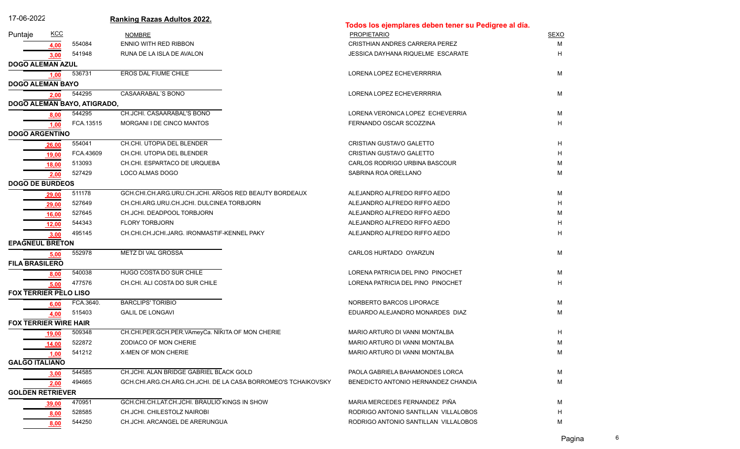17-06-2022 **Ranking Razas Adultos 2022.**

**Todos los ejemplares deben tener su Pedigree al día.**

| Puntaje | KCC | NOMBRE | PROPIETARIO | SEXO |
|---|---|---|---|---|
| 4,00 | 554084 | ENNIO WITH RED RIBBON | CRISTHIAN ANDRES CARRERA PEREZ | M |
| 3,00 | 541948 | RUNA DE LA ISLA DE AVALON | JESSICA DAYHANA RIQUELME ESCARATE | H |
| **DOGO ALEMAN AZUL** | | | | |
| 1,00 | 536731 | EROS DAL FIUME CHILE | LORENA LOPEZ ECHEVERRRRIA | M |
| **DOGO ALEMAN BAYO** | | | | |
| 2,00 | 544295 | CASAARABAL´S BONO | LORENA LOPEZ ECHEVERRRRIA | M |
| **DOGO ALEMAN BAYO, ATIGRADO,** | | | | |
| 8,00 | 544295 | CH.JCHI. CASAARABAL'S BONO | LORENA VERONICA LOPEZ ECHEVERRIA | M |
| 1,00 | FCA.13515 | MORGANI I DE CINCO MANTOS | FERNANDO OSCAR SCOZZINA | H |
| **DOGO ARGENTINO** | | | | |
| 26,00 | 554041 | CH.CHI. UTOPIA DEL BLENDER | CRISTIAN GUSTAVO GALETTO | H |
| 19,00 | FCA.43609 | CH.CHI. UTOPIA DEL BLENDER | CRISTIAN GUSTAVO GALETTO | H |
| 18,00 | 513093 | CH.CHI. ESPARTACO DE URQUEBA | CARLOS RODRIGO URBINA BASCOUR | M |
| 2,00 | 527429 | LOCO ALMAS DOGO | SABRINA ROA ORELLANO | M |
| **DOGO DE BURDEOS** | | | | |
| 29,00 | 511178 | GCH.CHI.CH.ARG.URU.CH.JCHI. ARGOS RED BEAUTY BORDEAUX | ALEJANDRO ALFREDO RIFFO AEDO | M |
| 29,00 | 527649 | CH.CHI.ARG.URU.CH.JCHI. DULCINEA TORBJORN | ALEJANDRO ALFREDO RIFFO AEDO | H |
| 16,00 | 527645 | CH.JCHI. DEADPOOL TORBJORN | ALEJANDRO ALFREDO RIFFO AEDO | M |
| 12,00 | 544343 | FLORY TORBJORN | ALEJANDRO ALFREDO RIFFO AEDO | H |
| 3,00 | 495145 | CH.CHI.CH.JCHI.JARG. IRONMASTIF-KENNEL PAKY | ALEJANDRO ALFREDO RIFFO AEDO | H |
| **EPAGNEUL BRETON** | | | | |
| 5,00 | 552978 | METZ DI VAL GROSSA | CARLOS HURTADO OYARZUN | M |
| **FILA BRASILERO** | | | | |
| 8,00 | 540038 | HUGO COSTA DO SUR CHILE | LORENA PATRICIA DEL PINO PINOCHET | M |
| 5,00 | 477576 | CH.CHI. ALI COSTA DO SUR CHILE | LORENA PATRICIA DEL PINO PINOCHET | H |
| **FOX TERRIER PELO LISO** | | | | |
| 6,00 | FCA.3640. | BARCLIPS' TORIBIO | NORBERTO BARCOS LIPORACE | M |
| 4,00 | 515403 | GALIL DE LONGAVI | EDUARDO ALEJANDRO MONARDES DIAZ | M |
| **FOX TERRIER WIRE HAIR** | | | | |
| 19,00 | 509348 | CH.CHI.PER.GCH.PER.VAmeyCa. NIKITA OF MON CHERIE | MARIO ARTURO DI VANNI MONTALBA | H |
| 14,00 | 522872 | ZODIACO OF MON CHERIE | MARIO ARTURO DI VANNI MONTALBA | M |
| 1,00 | 541212 | X-MEN OF MON CHERIE | MARIO ARTURO DI VANNI MONTALBA | M |
| **GALGO ITALIANO** | | | | |
| 3,00 | 544585 | CH.JCHI. ALAN BRIDGE GABRIEL BLACK GOLD | PAOLA GABRIELA BAHAMONDES LORCA | M |
| 2,00 | 494665 | GCH.CHI.ARG.CH.ARG.CH.JCHI. DE LA CASA BORROMEO'S TCHAIKOVSKY | BENEDICTO ANTONIO HERNANDEZ CHANDIA | M |
| **GOLDEN RETRIEVER** | | | | |
| 39,00 | 470951 | GCH.CHI.CH.LAT.CH.JCHI. BRAULIO KINGS IN SHOW | MARIA MERCEDES FERNANDEZ PIÑA | M |
| 8,00 | 528585 | CH.JCHI. CHILESTOLZ NAIROBI | RODRIGO ANTONIO SANTILLAN VILLALOBOS | H |
| 8,00 | 544250 | CH.JCHI. ARCANGEL DE ARERUNGUA | RODRIGO ANTONIO SANTILLAN VILLALOBOS | M |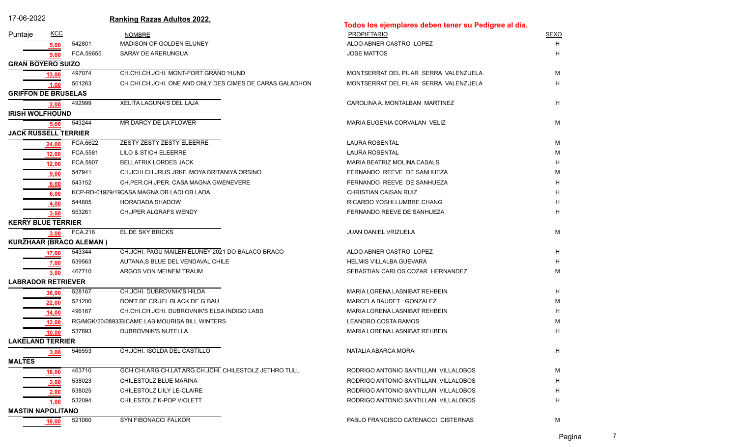17-06-2022

**Ranking Razas Adultos 2022.**

**Todos los ejemplares deben tener su Pedigree al día.**

| Puntaje | KCC | NOMBRE | PROPIETARIO | SEXO |
|---|---|---|---|---|
| 5,00 | 542801 | MADISON OF GOLDEN ELUNEY | ALDO ABNER CASTRO LOPEZ | H |
| 5,00 | FCA.59655 | SARAY DE ARERUNGUA | JOSE MATTOS | H |
| **GRAN BOYERO SUIZO** | | | | |
| 13,00 | 497074 | CH.CHI.CH.JCHI. MONT-FORT GRAND 'HUND | MONTSERRAT DEL PILAR SERRA VALENZUELA | M |
| 1,00 | 501263 | CH.CHI.CH.JCHI. ONE AND ONLY DES CIMES DE CARAS GALADHON | MONTSERRAT DEL PILAR SERRA VALENZUELA | H |
| **GRIFFON DE BRUSELAS** | | | | |
| 2,00 | 492999 | XELITA LAGUNA'S DEL LAJA | CAROLINA A. MONTALBAN MARTINEZ | H |
| **IRISH WOLFHOUND** | | | | |
| 5,00 | 543244 | MR DARCY DE LA FLOWER | MARIA EUGENIA CORVALAN VELIZ | M |
| **JACK RUSSELL TERRIER** | | | | |
| 24,00 | FCA.6622 | ZESTY ZESTY ZESTY ELEERRE | LAURA ROSENTAL | M |
| 12,00 | FCA.5581 | LILO & STICH ELEERRE | LAURA ROSENTAL | M |
| 12,00 | FCA.5907 | BELLATRIX LORDES JACK | MARIA BEATRIZ MOLINA CASALS | H |
| 9,00 | 547941 | CH.JCHI.CH.JRUS.JRKF. MOYA BRITANIYA ORSINO | FERNANDO REEVE DE SANHUEZA | M |
| 6,00 | 543152 | CH.PER.CH.JPER. CASA MAGNA GWENEVERE | FERNANDO REEVE DE SANHUEZA | H |
| 6,00 | KCP-RD-01929/19 | CASA MAGNA OB LADI OB LADA | CHRISTIAN CAISAN RUIZ | H |
| 4,00 | 544685 | HORADADA SHADOW | RICARDO YOSHI LUMBRE CHANG | H |
| 3,00 | 553261 | CH.JPER.ALGRAFS WENDY | FERNANDO REEVE DE SANHUEZA | H |
| **KERRY BLUE TERRIER** | | | | |
| 3,00 | FCA.216 | EL DE SKY BRICKS | JUAN DANIEL VRIZUELA | M |
| **KURZHAAR (BRACO ALEMAN )** | | | | |
| 17,00 | 543344 | CH.JCHI. PAGU MAILEN ELUNEY 2021 DO BALACO BRACO | ALDO ABNER CASTRO LOPEZ | H |
| 7,00 | 539563 | AUTANA,S BLUE DEL VENDAVAL CHILE | HELMIS VILLALBA GUEVARA | H |
| 3,00 | 467710 | ARGOS VON MEINEM TRAUM | SEBASTIAN CARLOS COZAR HERNANDEZ | M |
| **LABRADOR RETRIEVER** | | | | |
| 38,00 | 528167 | CH.JCHI. DUBROVNIK'S HILDA | MARIA LORENA LASNIBAT REHBEIN | H |
| 22,00 | 521200 | DON'T BE CRUEL BLACK DE G`BAU | MARCELA BAUDET GONZALEZ | M |
| 14,00 | 496167 | CH.CHI.CH.JCHI. DUBROVNIK'S ELSA INDIGO LABS | MARIA LORENA LASNIBAT REHBEIN | H |
| 12,00 | RG/MGK/20/08933 | BICAME LAB MOURISA BILL WINTERS | LEANDRO COSTA RAMOS | M |
| 10,00 | 537893 | DUBROVNIK'S NUTELLA | MARIA LORENA LASNIBAT REHBEIN | H |
| **LAKELAND TERRIER** | | | | |
| 3,00 | 546553 | CH.JCHI. ISOLDA DEL CASTILLO | NATALIA ABARCA MORA | H |
| **MALTES** | | | | |
| 18,00 | 463710 | GCH.CHI.ARG.CH.LAT.ARG.CH.JCHI. CHILESTOLZ JETHRO TULL | RODRIGO ANTONIO SANTILLAN VILLALOBOS | M |
| 2,00 | 538023 | CHILESTOLZ BLUE MARINA | RODRIGO ANTONIO SANTILLAN VILLALOBOS | H |
| 2,00 | 538025 | CHILESTOLZ LIILY LE-CLAIRE | RODRIGO ANTONIO SANTILLAN VILLALOBOS | H |
| 1,00 | 532094 | CHILESTOLZ K-POP VIOLETT | RODRIGO ANTONIO SANTILLAN VILLALOBOS | H |
| **MASTIN NAPOLITANO** | | | | |
| 18,00 | 521060 | SYN FIBONACCI FALKOR | PABLO FRANCISCO CATENACCI CISTERNAS | M |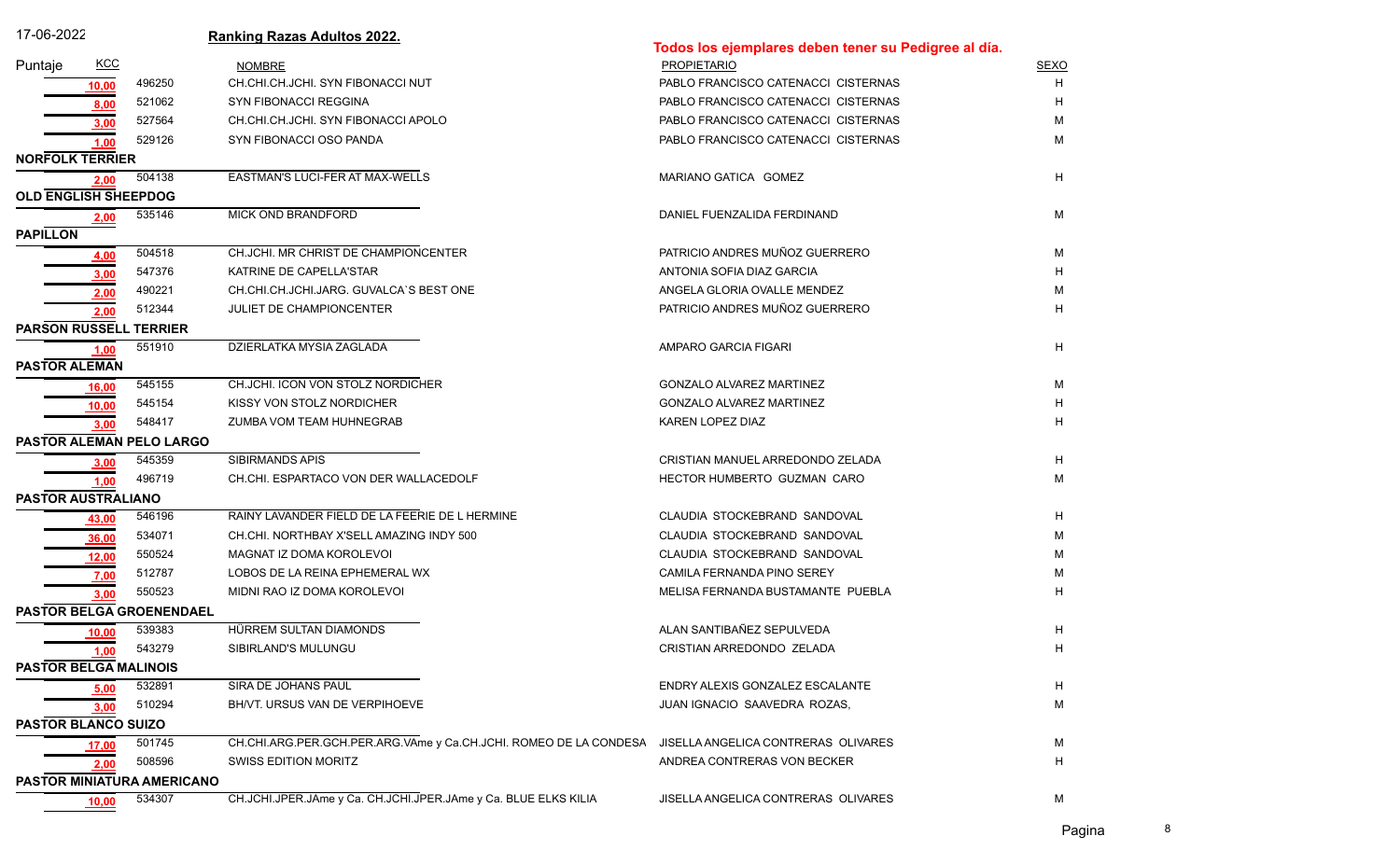17-06-2022

**Ranking Razas Adultos 2022.**

**Todos los ejemplares deben tener su Pedigree al día.**

| Puntaje | KCC | NOMBRE | PROPIETARIO | SEXO |
|---|---|---|---|---|
| 10,00 | 496250 | CH.CHI.CH.JCHI. SYN FIBONACCI NUT | PABLO FRANCISCO CATENACCI CISTERNAS | H |
| 8,00 | 521062 | SYN FIBONACCI REGGINA | PABLO FRANCISCO CATENACCI CISTERNAS | H |
| 3,00 | 527564 | CH.CHI.CH.JCHI. SYN FIBONACCI APOLO | PABLO FRANCISCO CATENACCI CISTERNAS | M |
| 1,00 | 529126 | SYN FIBONACCI OSO PANDA | PABLO FRANCISCO CATENACCI CISTERNAS | M |
| **NORFOLK TERRIER** | | | | |
| 2,00 | 504138 | EASTMAN'S LUCI-FER AT MAX-WELLS | MARIANO GATICA GOMEZ | H |
| **OLD ENGLISH SHEEPDOG** | | | | |
| 2,00 | 535146 | MICK OND BRANDFORD | DANIEL FUENZALIDA FERDINAND | M |
| **PAPILLON** | | | | |
| 4,00 | 504518 | CH.JCHI. MR CHRIST DE CHAMPIONCENTER | PATRICIO ANDRES MUÑOZ GUERRERO | M |
| 3,00 | 547376 | KATRINE DE CAPELLA'STAR | ANTONIA SOFIA DIAZ GARCIA | H |
| 2,00 | 490221 | CH.CHI.CH.JCHI.JARG. GUVALCA`S BEST ONE | ANGELA GLORIA OVALLE MENDEZ | M |
| 2,00 | 512344 | JULIET DE CHAMPIONCENTER | PATRICIO ANDRES MUÑOZ GUERRERO | H |
| **PARSON RUSSELL TERRIER** | | | | |
| 1,00 | 551910 | DZIERLATKA MYSIA ZAGLADA | AMPARO GARCIA FIGARI | H |
| **PASTOR ALEMAN** | | | | |
| 16,00 | 545155 | CH.JCHI. ICON VON STOLZ NORDICHER | GONZALO ALVAREZ MARTINEZ | M |
| 10,00 | 545154 | KISSY VON STOLZ NORDICHER | GONZALO ALVAREZ MARTINEZ | H |
| 3,00 | 548417 | ZUMBA VOM TEAM HUHNEGRAB | KAREN LOPEZ DIAZ | H |
| **PASTOR ALEMAN PELO LARGO** | | | | |
| 3,00 | 545359 | SIBIRMANDS APIS | CRISTIAN MANUEL ARREDONDO ZELADA | H |
| 1,00 | 496719 | CH.CHI. ESPARTACO VON DER WALLACEDOLF | HECTOR HUMBERTO GUZMAN CARO | M |
| **PASTOR AUSTRALIANO** | | | | |
| 43,00 | 546196 | RAINY LAVANDER FIELD DE LA FEERIE DE L HERMINE | CLAUDIA STOCKEBRAND SANDOVAL | H |
| 36,00 | 534071 | CH.CHI. NORTHBAY X'SELL AMAZING INDY 500 | CLAUDIA STOCKEBRAND SANDOVAL | M |
| 12,00 | 550524 | MAGNAT IZ DOMA KOROLEVOI | CLAUDIA STOCKEBRAND SANDOVAL | M |
| 7,00 | 512787 | LOBOS DE LA REINA EPHEMERAL WX | CAMILA FERNANDA PINO SEREY | M |
| 3,00 | 550523 | MIDNI RAO IZ DOMA KOROLEVOI | MELISA FERNANDA BUSTAMANTE PUEBLA | H |
| **PASTOR BELGA GROENENDAEL** | | | | |
| 10,00 | 539383 | HÜRREM SULTAN DIAMONDS | ALAN SANTIBAÑEZ SEPULVEDA | H |
| 1,00 | 543279 | SIBIRLAND'S MULUNGU | CRISTIAN ARREDONDO ZELADA | H |
| **PASTOR BELGA MALINOIS** | | | | |
| 5,00 | 532891 | SIRA DE JOHANS PAUL | ENDRY ALEXIS GONZALEZ ESCALANTE | H |
| 3,00 | 510294 | BH/VT. URSUS VAN DE VERPIHOEVE | JUAN IGNACIO SAAVEDRA ROZAS, | M |
| **PASTOR BLANCO SUIZO** | | | | |
| 17,00 | 501745 | CH.CHI.ARG.PER.GCH.PER.ARG.VAme y Ca.CH.JCHI. ROMEO DE LA CONDESA | JISELLA ANGELICA CONTRERAS OLIVARES | M |
| 2,00 | 508596 | SWISS EDITION MORITZ | ANDREA CONTRERAS VON BECKER | H |
| **PASTOR MINIATURA AMERICANO** | | | | |
| 10,00 | 534307 | CH.JCHI.JPER.JAme y Ca. CH.JCHI.JPER.JAme y Ca. BLUE ELKS KILIA | JISELLA ANGELICA CONTRERAS OLIVARES | M |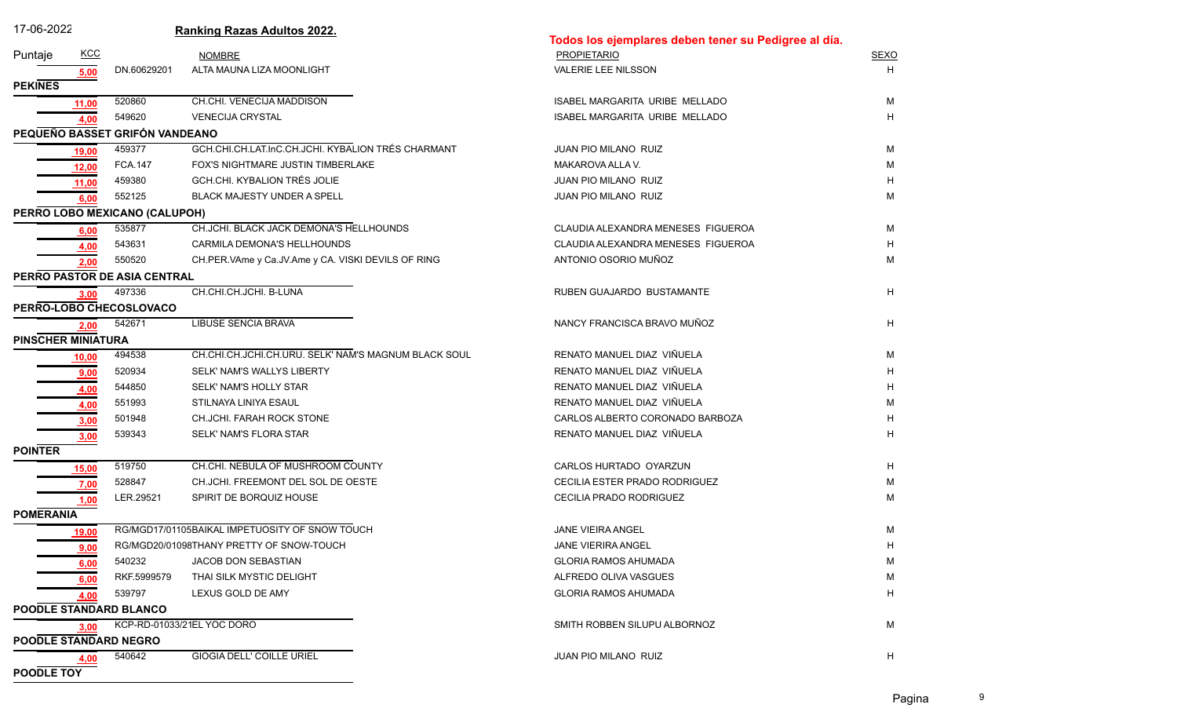17-06-2022

**Ranking Razas Adultos 2022.**

**Todos los ejemplares deben tener su Pedigree al día.**

| Puntaje | KCC | NOMBRE | PROPIETARIO | SEXO |
|---|---|---|---|---|
| 5,00 | DN.60629201 | ALTA MAUNA LIZA MOONLIGHT | VALERIE LEE NILSSON | H |
| **PEKINES** | | | | |
| 11,00 | 520860 | CH.CHI. VENECIJA MADDISON | ISABEL MARGARITA URIBE MELLADO | M |
| 4,00 | 549620 | VENECIJA CRYSTAL | ISABEL MARGARITA URIBE MELLADO | H |
| **PEQUEÑO BASSET GRIFÓN VANDEANO** | | | | |
| 19,00 | 459377 | GCH.CHI.CH.LAT.InC.CH.JCHI. KYBALION TRÉS CHARMANT | JUAN PIO MILANO RUIZ | M |
| 12,00 | FCA.147 | FOX'S NIGHTMARE JUSTIN TIMBERLAKE | MAKAROVA ALLA V. | M |
| 11,00 | 459380 | GCH.CHI. KYBALION TRÉS JOLIE | JUAN PIO MILANO RUIZ | H |
| 6,00 | 552125 | BLACK MAJESTY UNDER A SPELL | JUAN PIO MILANO RUIZ | M |
| **PERRO LOBO MEXICANO (CALUPOH)** | | | | |
| 6,00 | 535877 | CH.JCHI. BLACK JACK DEMONA'S HELLHOUNDS | CLAUDIA ALEXANDRA MENESES FIGUEROA | M |
| 4,00 | 543631 | CARMILA DEMONA'S HELLHOUNDS | CLAUDIA ALEXANDRA MENESES FIGUEROA | H |
| 2,00 | 550520 | CH.PER.VAme y Ca.JV.Ame y CA. VISKI DEVILS OF RING | ANTONIO OSORIO MUÑOZ | M |
| **PERRO PASTOR DE ASIA CENTRAL** | | | | |
| 3,00 | 497336 | CH.CHI.CH.JCHI. B-LUNA | RUBEN GUAJARDO BUSTAMANTE | H |
| **PERRO-LOBO CHECOSLOVACO** | | | | |
| 2,00 | 542671 | LIBUSE SENCIA BRAVA | NANCY FRANCISCA BRAVO MUÑOZ | H |
| **PINSCHER MINIATURA** | | | | |
| 10,00 | 494538 | CH.CHI.CH.JCHI.CH.URU. SELK' NAM'S MAGNUM BLACK SOUL | RENATO MANUEL DIAZ VIÑUELA | M |
| 9,00 | 520934 | SELK' NAM'S WALLYS LIBERTY | RENATO MANUEL DIAZ VIÑUELA | H |
| 4,00 | 544850 | SELK' NAM'S HOLLY STAR | RENATO MANUEL DIAZ VIÑUELA | H |
| 4,00 | 551993 | STILNAYA LINIYA ESAUL | RENATO MANUEL DIAZ VIÑUELA | M |
| 3,00 | 501948 | CH.JCHI. FARAH ROCK STONE | CARLOS ALBERTO CORONADO BARBOZA | H |
| 3,00 | 539343 | SELK' NAM'S FLORA STAR | RENATO MANUEL DIAZ VIÑUELA | H |
| **POINTER** | | | | |
| 15,00 | 519750 | CH.CHI. NEBULA OF MUSHROOM COUNTY | CARLOS HURTADO OYARZUN | H |
| 7,00 | 528847 | CH.JCHI. FREEMONT DEL SOL DE OESTE | CECILIA ESTER PRADO RODRIGUEZ | M |
| 1,00 | LER.29521 | SPIRIT DE BORQUIZ HOUSE | CECILIA PRADO RODRIGUEZ | M |
| **POMERANIA** | | | | |
| 19,00 | RG/MGD17/01105 | BAIKAL IMPETUOSITY OF SNOW TOUCH | JANE VIEIRA ANGEL | M |
| 9,00 | RG/MGD20/01098 | THANY PRETTY OF SNOW-TOUCH | JANE VIERIRA ANGEL | H |
| 6,00 | 540232 | JACOB DON SEBASTIAN | GLORIA RAMOS AHUMADA | M |
| 6,00 | RKF.5999579 | THAI SILK MYSTIC DELIGHT | ALFREDO OLIVA VASGUES | M |
| 4,00 | 539797 | LEXUS GOLD DE AMY | GLORIA RAMOS AHUMADA | H |
| **POODLE STANDARD BLANCO** | | | | |
| 3,00 | KCP-RD-01033/21 | EL YOC DORO | SMITH ROBBEN SILUPU ALBORNOZ | M |
| **POODLE STANDARD NEGRO** | | | | |
| 4,00 | 540642 | GIOGIA DELL' COILLE URIEL | JUAN PIO MILANO RUIZ | H |
| **POODLE TOY** | | | | |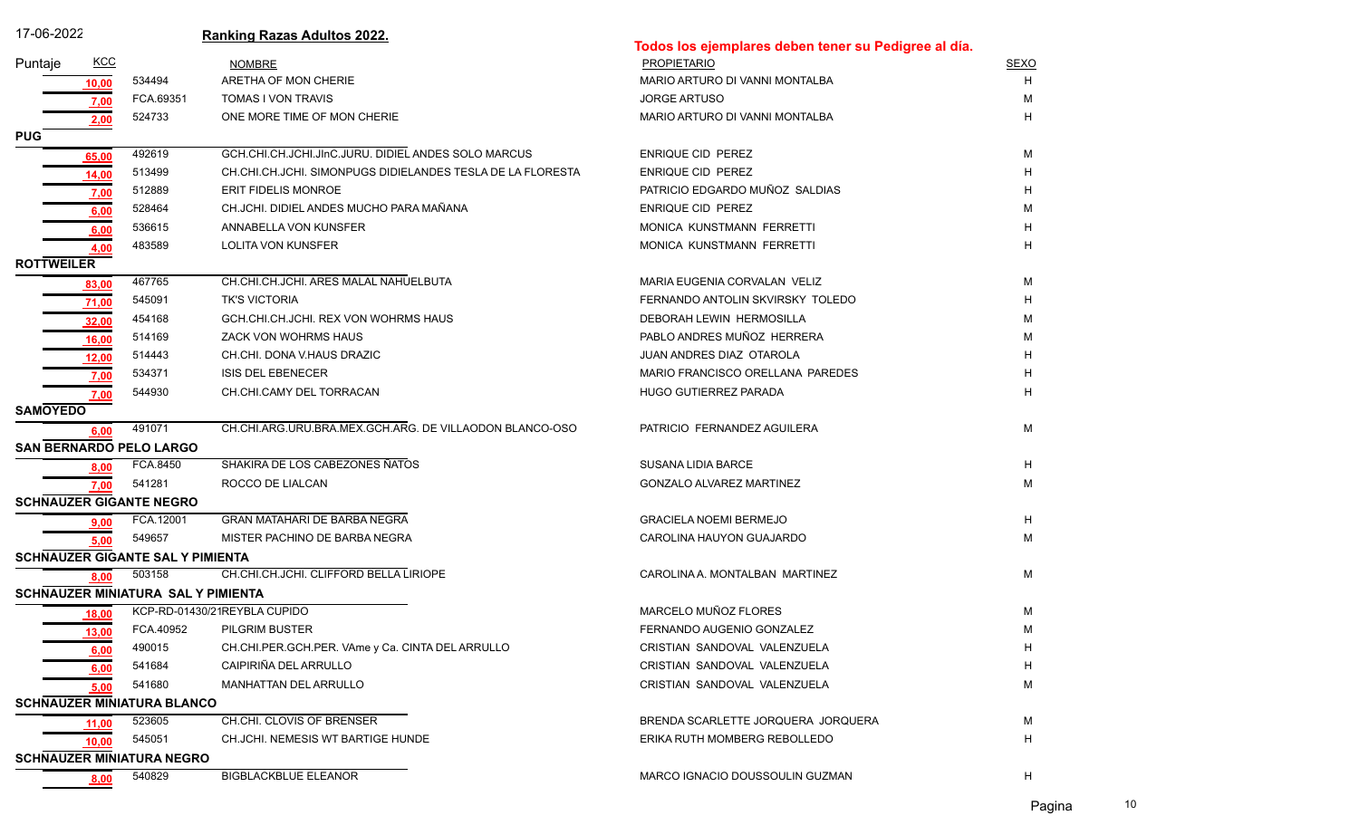17-06-2022

**Ranking Razas Adultos 2022.**

**Todos los ejemplares deben tener su Pedigree al día.**

| Puntaje | KCC | NOMBRE | PROPIETARIO | SEXO |
|---|---|---|---|---|
| 10,00 | 534494 | ARETHA OF MON CHERIE | MARIO ARTURO DI VANNI MONTALBA | H |
| 7,00 | FCA.69351 | TOMAS I VON TRAVIS | JORGE ARTUSO | M |
| 2,00 | 524733 | ONE MORE TIME OF MON CHERIE | MARIO ARTURO DI VANNI MONTALBA | H |
| **PUG** | | | | |
| 65,00 | 492619 | GCH.CHI.CH.JCHI.JInC.JURU. DIDIEL ANDES SOLO MARCUS | ENRIQUE CID PEREZ | M |
| 14,00 | 513499 | CH.CHI.CH.JCHI. SIMONPUGS DIDIELANDES TESLA DE LA FLORESTA | ENRIQUE CID PEREZ | H |
| 7,00 | 512889 | ERIT FIDELIS MONROE | PATRICIO EDGARDO MUÑOZ SALDIAS | H |
| 6,00 | 528464 | CH.JCHI. DIDIEL ANDES MUCHO PARA MAÑANA | ENRIQUE CID PEREZ | M |
| 6,00 | 536615 | ANNABELLA VON KUNSFER | MONICA KUNSTMANN FERRETTI | H |
| 4,00 | 483589 | LOLITA VON KUNSFER | MONICA KUNSTMANN FERRETTI | H |
| **ROTTWEILER** | | | | |
| 83,00 | 467765 | CH.CHI.CH.JCHI. ARES MALAL NAHUELBUTA | MARIA EUGENIA CORVALAN VELIZ | M |
| 71,00 | 545091 | TK'S VICTORIA | FERNANDO ANTOLIN SKVIRSKY TOLEDO | H |
| 32,00 | 454168 | GCH.CHI.CH.JCHI. REX VON WOHRMS HAUS | DEBORAH LEWIN HERMOSILLA | M |
| 16,00 | 514169 | ZACK VON WOHRMS HAUS | PABLO ANDRES MUÑOZ HERRERA | M |
| 12,00 | 514443 | CH.CHI. DONA V.HAUS DRAZIC | JUAN ANDRES DIAZ OTAROLA | H |
| 7,00 | 534371 | ISIS DEL EBENECER | MARIO FRANCISCO ORELLANA PAREDES | H |
| 7,00 | 544930 | CH.CHI.CAMY DEL TORRACAN | HUGO GUTIERREZ PARADA | H |
| **SAMOYEDO** | | | | |
| 6,00 | 491071 | CH.CHI.ARG.URU.BRA.MEX.GCH.ARG. DE VILLAODON BLANCO-OSO | PATRICIO FERNANDEZ AGUILERA | M |
| **SAN BERNARDO PELO LARGO** | | | | |
| 8,00 | FCA.8450 | SHAKIRA DE LOS CABEZONES ÑATOS | SUSANA LIDIA BARCE | H |
| 7,00 | 541281 | ROCCO DE LIALCAN | GONZALO ALVAREZ MARTINEZ | M |
| **SCHNAUZER GIGANTE NEGRO** | | | | |
| 9,00 | FCA.12001 | GRAN MATAHARI DE BARBA NEGRA | GRACIELA NOEMI BERMEJO | H |
| 5,00 | 549657 | MISTER PACHINO DE BARBA NEGRA | CAROLINA HAUYON GUAJARDO | M |
| **SCHNAUZER GIGANTE SAL Y PIMIENTA** | | | | |
| 8,00 | 503158 | CH.CHI.CH.JCHI. CLIFFORD BELLA LIRIOPE | CAROLINA A. MONTALBAN MARTINEZ | M |
| **SCHNAUZER MINIATURA SAL Y PIMIENTA** | | | | |
| 18,00 | KCP-RD-01430/21 | REYBLA CUPIDO | MARCELO MUÑOZ FLORES | M |
| 13,00 | FCA.40952 | PILGRIM BUSTER | FERNANDO AUGENIO GONZALEZ | M |
| 6,00 | 490015 | CH.CHI.PER.GCH.PER. VAme y Ca. CINTA DEL ARRULLO | CRISTIAN SANDOVAL VALENZUELA | H |
| 6,00 | 541684 | CAIPIRIÑA DEL ARRULLO | CRISTIAN SANDOVAL VALENZUELA | H |
| 5,00 | 541680 | MANHATTAN DEL ARRULLO | CRISTIAN SANDOVAL VALENZUELA | M |
| **SCHNAUZER MINIATURA BLANCO** | | | | |
| 11,00 | 523605 | CH.CHI. CLOVIS OF BRENSER | BRENDA SCARLETTE JORQUERA JORQUERA | M |
| 10,00 | 545051 | CH.JCHI. NEMESIS WT BARTIGE HUNDE | ERIKA RUTH MOMBERG REBOLLEDO | H |
| **SCHNAUZER MINIATURA NEGRO** | | | | |
| 8,00 | 540829 | BIGBLACKBLUE ELEANOR | MARCO IGNACIO DOUSSOULIN GUZMAN | H |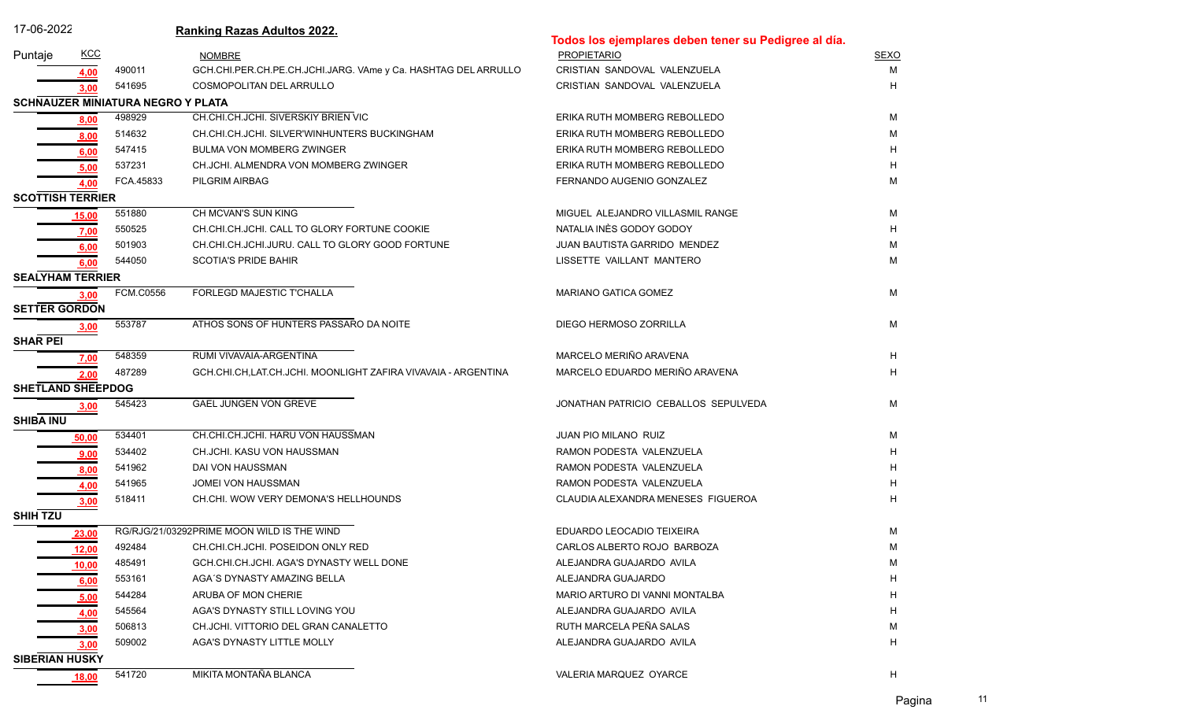17-06-2022 **Ranking Razas Adultos 2022.**

**Todos los ejemplares deben tener su Pedigree al día.**

| Puntaje | KCC | NOMBRE | PROPIETARIO | SEXO |
|---|---|---|---|---|
| 4,00 | 490011 | GCH.CHI.PER.CH.PE.CH.JCHI.JARG. VAme y Ca. HASHTAG DEL ARRULLO | CRISTIAN SANDOVAL VALENZUELA | M |
| 3,00 | 541695 | COSMOPOLITAN DEL ARRULLO | CRISTIAN SANDOVAL VALENZUELA | H |
| **SCHNAUZER MINIATURA NEGRO Y PLATA** | | | | |
| 8,00 | 498929 | CH.CHI.CH.JCHI. SIVERSKIY BRIEN VIC | ERIKA RUTH MOMBERG REBOLLEDO | M |
| 8,00 | 514632 | CH.CHI.CH.JCHI. SILVER'WINHUNTERS BUCKINGHAM | ERIKA RUTH MOMBERG REBOLLEDO | M |
| 6,00 | 547415 | BULMA VON MOMBERG ZWINGER | ERIKA RUTH MOMBERG REBOLLEDO | H |
| 5,00 | 537231 | CH.JCHI. ALMENDRA VON MOMBERG ZWINGER | ERIKA RUTH MOMBERG REBOLLEDO | H |
| 4,00 | FCA.45833 | PILGRIM AIRBAG | FERNANDO AUGENIO GONZALEZ | M |
| **SCOTTISH TERRIER** | | | | |
| 15,00 | 551880 | CH MCVAN'S SUN KING | MIGUEL ALEJANDRO VILLASMIL RANGE | M |
| 7,00 | 550525 | CH.CHI.CH.JCHI. CALL TO GLORY FORTUNE COOKIE | NATALIA INÈS GODOY GODOY | H |
| 6,00 | 501903 | CH.CHI.CH.JCHI.JURU. CALL TO GLORY GOOD FORTUNE | JUAN BAUTISTA GARRIDO MENDEZ | M |
| 6,00 | 544050 | SCOTIA'S PRIDE BAHIR | LISSETTE VAILLANT MANTERO | M |
| **SEALYHAM TERRIER** | | | | |
| 3,00 | FCM.C0556 | FORLEGD MAJESTIC T'CHALLA | MARIANO GATICA GOMEZ | M |
| **SETTER GORDON** | | | | |
| 3,00 | 553787 | ATHOS SONS OF HUNTERS PASSARO DA NOITE | DIEGO HERMOSO ZORRILLA | M |
| **SHAR PEI** | | | | |
| 7,00 | 548359 | RUMI VIVAVAIA-ARGENTINA | MARCELO MERIÑO ARAVENA | H |
| 2,00 | 487289 | GCH.CHI.CH,LAT.CH.JCHI. MOONLIGHT ZAFIRA VIVAVAIA - ARGENTINA | MARCELO EDUARDO MERIÑO ARAVENA | H |
| **SHETLAND SHEEPDOG** | | | | |
| 3,00 | 545423 | GAEL JUNGEN VON GREVE | JONATHAN PATRICIO CEBALLOS SEPULVEDA | M |
| **SHIBA INU** | | | | |
| 50,00 | 534401 | CH.CHI.CH.JCHI. HARU VON HAUSSMAN | JUAN PIO MILANO RUIZ | M |
| 9,00 | 534402 | CH.JCHI. KASU VON HAUSSMAN | RAMON PODESTA VALENZUELA | H |
| 8,00 | 541962 | DAI VON HAUSSMAN | RAMON PODESTA VALENZUELA | H |
| 4,00 | 541965 | JOMEI VON HAUSSMAN | RAMON PODESTA VALENZUELA | H |
| 3,00 | 518411 | CH.CHI. WOW VERY DEMONA'S HELLHOUNDS | CLAUDIA ALEXANDRA MENESES FIGUEROA | H |
| **SHIH TZU** | | | | |
| 23,00 | RG/RJG/21/03292 | PRIME MOON WILD IS THE WIND | EDUARDO LEOCADIO TEIXEIRA | M |
| 12,00 | 492484 | CH.CHI.CH.JCHI. POSEIDON ONLY RED | CARLOS ALBERTO ROJO BARBOZA | M |
| 10,00 | 485491 | GCH.CHI.CH.JCHI. AGA'S DYNASTY WELL DONE | ALEJANDRA GUAJARDO AVILA | M |
| 6,00 | 553161 | AGA´S DYNASTY AMAZING BELLA | ALEJANDRA GUAJARDO | H |
| 5,00 | 544284 | ARUBA OF MON CHERIE | MARIO ARTURO DI VANNI MONTALBA | H |
| 4,00 | 545564 | AGA'S DYNASTY STILL LOVING YOU | ALEJANDRA GUAJARDO AVILA | H |
| 3,00 | 506813 | CH.JCHI. VITTORIO DEL GRAN CANALETTO | RUTH MARCELA PEÑA SALAS | M |
| 3,00 | 509002 | AGA'S DYNASTY LITTLE MOLLY | ALEJANDRA GUAJARDO AVILA | H |
| **SIBERIAN HUSKY** | | | | |
| 18,00 | 541720 | MIKITA MONTAÑA BLANCA | VALERIA MARQUEZ OYARCE | H |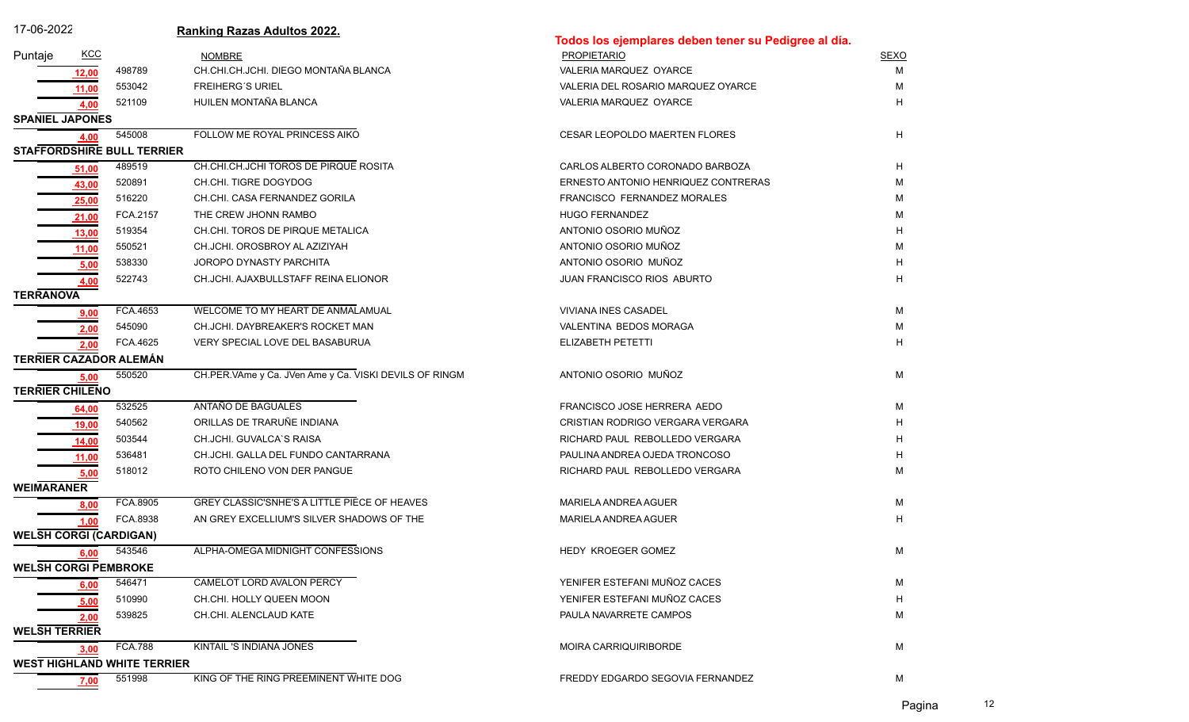17-06-2022 **Ranking Razas Adultos 2022.**

**Todos los ejemplares deben tener su Pedigree al día.**

| Puntaje | KCC | NOMBRE | PROPIETARIO | SEXO |
|---|---|---|---|---|
| 12,00 | 498789 | CH.CHI.CH.JCHI. DIEGO MONTAÑA BLANCA | VALERIA MARQUEZ OYARCE | M |
| 11,00 | 553042 | FREIHERG`S URIEL | VALERIA DEL ROSARIO MARQUEZ OYARCE | M |
| 4,00 | 521109 | HUILEN MONTAÑA BLANCA | VALERIA MARQUEZ OYARCE | H |
| **SPANIEL JAPONES** | | | | |
| 4,00 | 545008 | FOLLOW ME ROYAL PRINCESS AIKO | CESAR LEOPOLDO MAERTEN FLORES | H |
| **STAFFORDSHIRE BULL TERRIER** | | | | |
| 51,00 | 489519 | CH.CHI.CH.JCHI TOROS DE PIRQUE ROSITA | CARLOS ALBERTO CORONADO BARBOZA | H |
| 43,00 | 520891 | CH.CHI. TIGRE DOGYDOG | ERNESTO ANTONIO HENRIQUEZ CONTRERAS | M |
| 25,00 | 516220 | CH.CHI. CASA FERNANDEZ GORILA | FRANCISCO FERNANDEZ MORALES | M |
| 21,00 | FCA.2157 | THE CREW JHONN RAMBO | HUGO FERNANDEZ | M |
| 13,00 | 519354 | CH.CHI. TOROS DE PIRQUE METALICA | ANTONIO OSORIO MUÑOZ | H |
| 11,00 | 550521 | CH.JCHI. OROSBROY AL AZIZIYAH | ANTONIO OSORIO MUÑOZ | M |
| 5,00 | 538330 | JOROPO DYNASTY PARCHITA | ANTONIO OSORIO MUÑOZ | H |
| 4,00 | 522743 | CH.JCHI. AJAXBULLSTAFF REINA ELIONOR | JUAN FRANCISCO RIOS ABURTO | H |
| **TERRANOVA** | | | | |
| 9,00 | FCA.4653 | WELCOME TO MY HEART DE ANMALAMUAL | VIVIANA INES CASADEL | M |
| 2,00 | 545090 | CH.JCHI. DAYBREAKER'S ROCKET MAN | VALENTINA BEDOS MORAGA | M |
| 2,00 | FCA.4625 | VERY SPECIAL LOVE DEL BASABURUA | ELIZABETH PETETTI | H |
| **TERRIER CAZADOR ALEMÁN** | | | | |
| 5,00 | 550520 | CH.PER.VAme y Ca. JVen Ame y Ca. VISKI DEVILS OF RINGM | ANTONIO OSORIO MUÑOZ | M |
| **TERRIER CHILENO** | | | | |
| 64,00 | 532525 | ANTAÑO DE BAGUALES | FRANCISCO JOSE HERRERA AEDO | M |
| 19,00 | 540562 | ORILLAS DE TRARUÑE INDIANA | CRISTIAN RODRIGO VERGARA VERGARA | H |
| 14,00 | 503544 | CH.JCHI. GUVALCA`S RAISA | RICHARD PAUL REBOLLEDO VERGARA | H |
| 11,00 | 536481 | CH.JCHI. GALLA DEL FUNDO CANTARRANA | PAULINA ANDREA OJEDA TRONCOSO | H |
| 5,00 | 518012 | ROTO CHILENO VON DER PANGUE | RICHARD PAUL REBOLLEDO VERGARA | M |
| **WEIMARANER** | | | | |
| 8,00 | FCA.8905 | GREY CLASSIC'SNHE'S A LITTLE PIECE OF HEAVES | MARIELA ANDREA AGUER | M |
| 1,00 | FCA.8938 | AN GREY EXCELLIUM'S SILVER SHADOWS OF THE | MARIELA ANDREA AGUER | H |
| **WELSH CORGI (CARDIGAN)** | | | | |
| 6,00 | 543546 | ALPHA-OMEGA MIDNIGHT CONFESSIONS | HEDY KROEGER GOMEZ | M |
| **WELSH CORGI PEMBROKE** | | | | |
| 6,00 | 546471 | CAMELOT LORD AVALON PERCY | YENIFER ESTEFANI MUÑOZ CACES | M |
| 5,00 | 510990 | CH.CHI. HOLLY QUEEN MOON | YENIFER ESTEFANI MUÑOZ CACES | H |
| 2,00 | 539825 | CH.CHI. ALENCLAUD KATE | PAULA NAVARRETE CAMPOS | M |
| **WELSH TERRIER** | | | | |
| 3,00 | FCA.788 | KINTAIL 'S INDIANA JONES | MOIRA CARRIQUIRIBORDE | M |
| **WEST HIGHLAND WHITE TERRIER** | | | | |
| 7,00 | 551998 | KING OF THE RING PREEMINENT WHITE DOG | FREDDY EDGARDO SEGOVIA FERNANDEZ | M |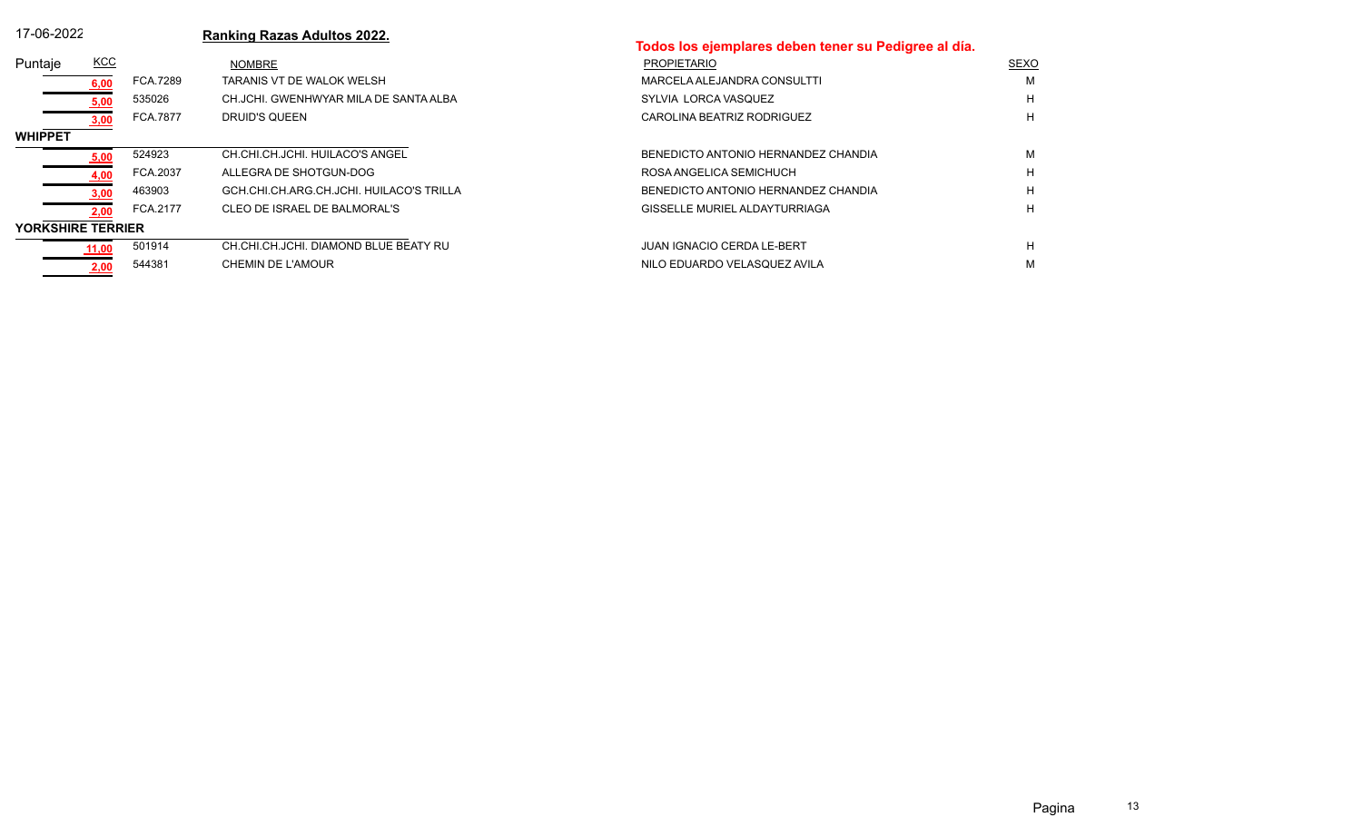17-06-2022

**Ranking Razas Adultos 2022.**

**Todos los ejemplares deben tener su Pedigree al día.**

| Puntaje | KCC | NOMBRE | PROPIETARIO | SEXO |
|---|---|---|---|---|
| 6,00 | FCA.7289 | TARANIS VT DE WALOK WELSH | MARCELA ALEJANDRA CONSULTTI | M |
| 5,00 | 535026 | CH.JCHI. GWENHWYAR MILA DE SANTA ALBA | SYLVIA LORCA VASQUEZ | H |
| 3,00 | FCA.7877 | DRUID'S QUEEN | CAROLINA BEATRIZ RODRIGUEZ | H |
| **WHIPPET** | | | | |
| 5,00 | 524923 | CH.CHI.CH.JCHI. HUILACO'S ANGEL | BENEDICTO ANTONIO HERNANDEZ CHANDIA | M |
| 4,00 | FCA.2037 | ALLEGRA DE SHOTGUN-DOG | ROSA ANGELICA SEMICHUCH | H |
| 3,00 | 463903 | GCH.CHI.CH.ARG.CH.JCHI. HUILACO'S TRILLA | BENEDICTO ANTONIO HERNANDEZ CHANDIA | H |
| 2,00 | FCA.2177 | CLEO DE ISRAEL DE BALMORAL'S | GISSELLE MURIEL ALDAYTURRIAGA | H |
| **YORKSHIRE TERRIER** | | | | |
| 11,00 | 501914 | CH.CHI.CH.JCHI. DIAMOND BLUE BEATY RU | JUAN IGNACIO CERDA LE-BERT | H |
| 2,00 | 544381 | CHEMIN DE L'AMOUR | NILO EDUARDO VELASQUEZ AVILA | M |